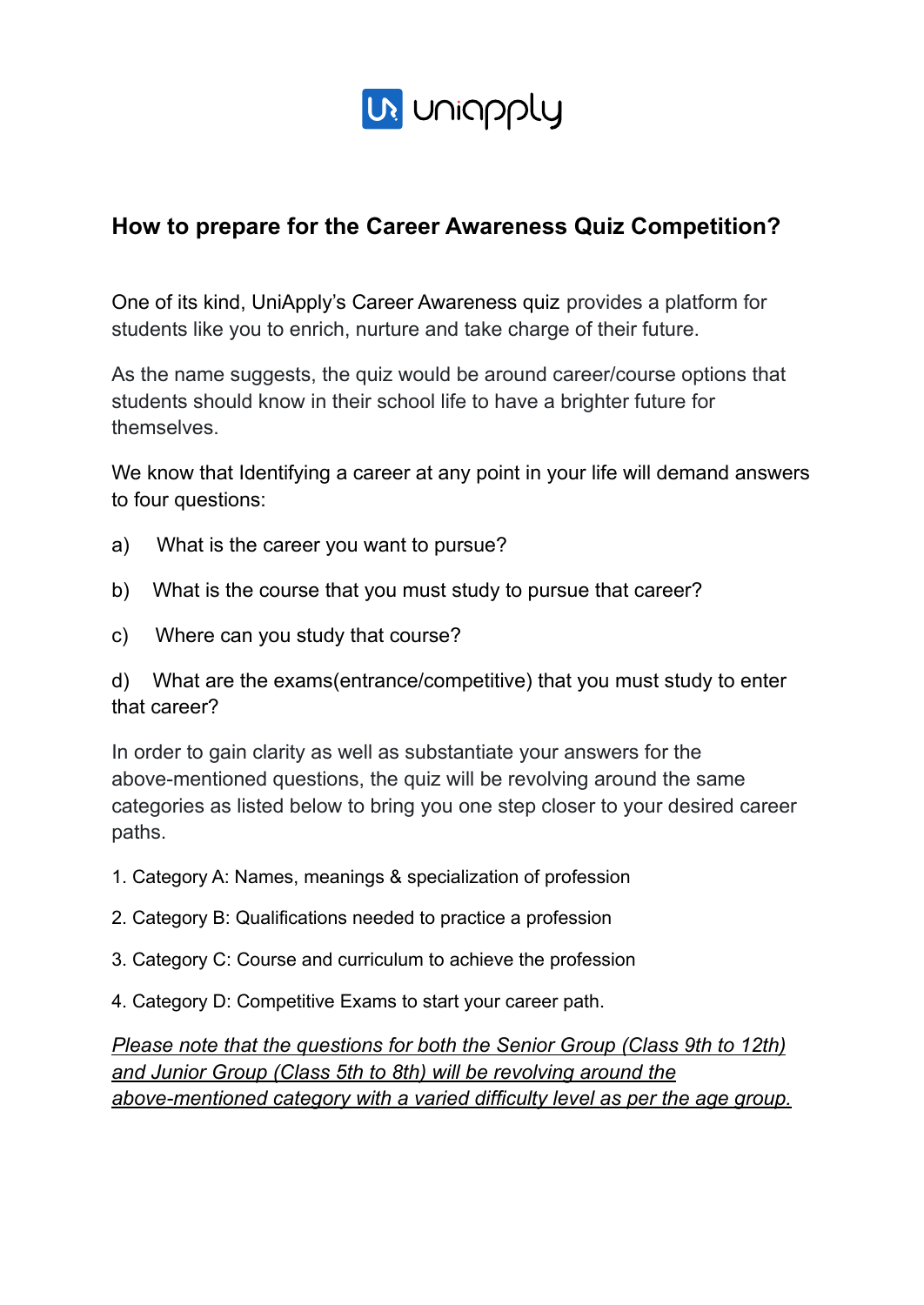uniapply

## How to prepare for the Career Awareness Quiz Competition?

One of its kind, UniApply's Career Awareness quiz provides a platform for students like you to enrich, nurture and take charge of their future.

As the name suggests, the quiz would be around career/course options that students should know in their school life to have a brighter future for themselves.

We know that Identifying a career at any point in your life will demand answers to four questions:

a) What is the career you want to pursue?

b) What is the course that you must study to pursue that career?

c) Where can you study that course?

d) What are the exams(entrance/competitive) that you must study to enter that career?

In order to gain clarity as well as substantiate your answers for the above-mentioned questions, the quiz will be revolving around the same categories as listed below to bring you one step closer to your desired career paths.

1. Category A: Names, meanings & specialization of profession
2. Category B: Qualifications needed to practice a profession
3. Category C: Course and curriculum to achieve the profession
4. Category D: Competitive Exams to start your career path.

*Please note that the questions for both the Senior Group (Class 9th to 12th) and Junior Group (Class 5th to 8th) will be revolving around the above-mentioned category with a varied difficulty level as per the age group.*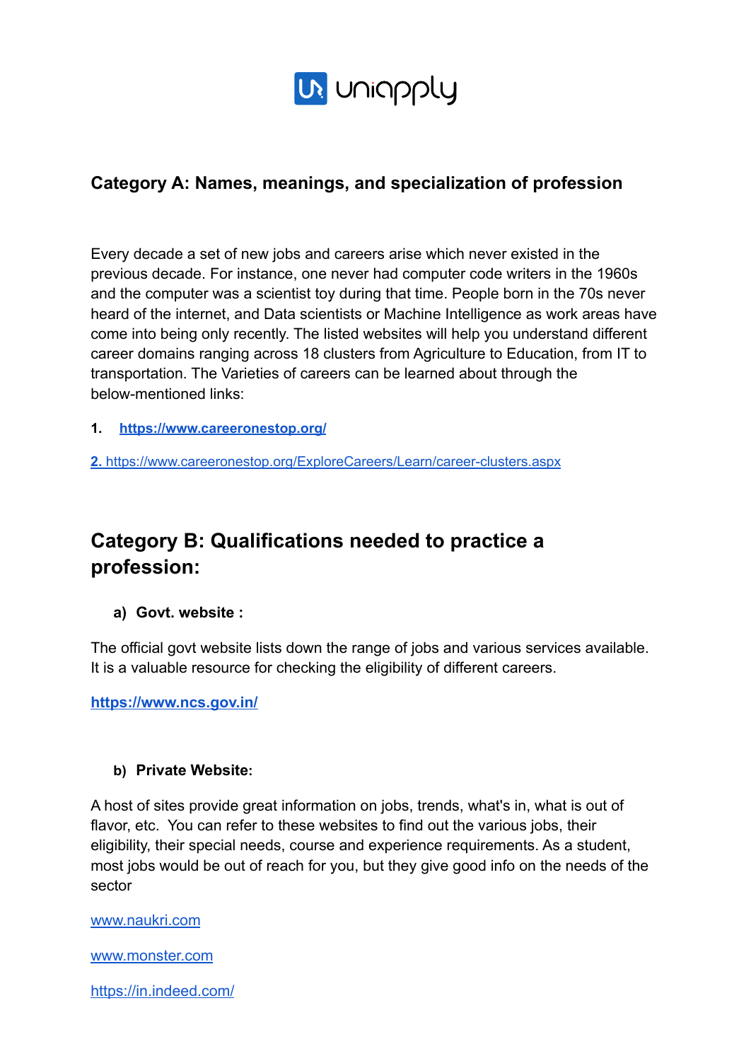## Category A: Names, meanings, and specialization of profession

Every decade a set of new jobs and careers arise which never existed in the previous decade. For instance, one never had computer code writers in the 1960s and the computer was a scientist toy during that time. People born in the 70s never heard of the internet, and Data scientists or Machine Intelligence as work areas have come into being only recently. The listed websites will help you understand different career domains ranging across 18 clusters from Agriculture to Education, from IT to transportation. The Varieties of careers can be learned about through the below-mentioned links:

1. **https://www.careeronestop.org/**

2. https://www.careeronestop.org/ExploreCareers/Learn/career-clusters.aspx

## Category B: Qualifications needed to practice a profession:

### a) Govt. website :

The official govt website lists down the range of jobs and various services available. It is a valuable resource for checking the eligibility of different careers.

**https://www.ncs.gov.in/**

### b) Private Website:

A host of sites provide great information on jobs, trends, what's in, what is out of flavor, etc. You can refer to these websites to find out the various jobs, their eligibility, their special needs, course and experience requirements. As a student, most jobs would be out of reach for you, but they give good info on the needs of the sector

www.naukri.com

www.monster.com

https://in.indeed.com/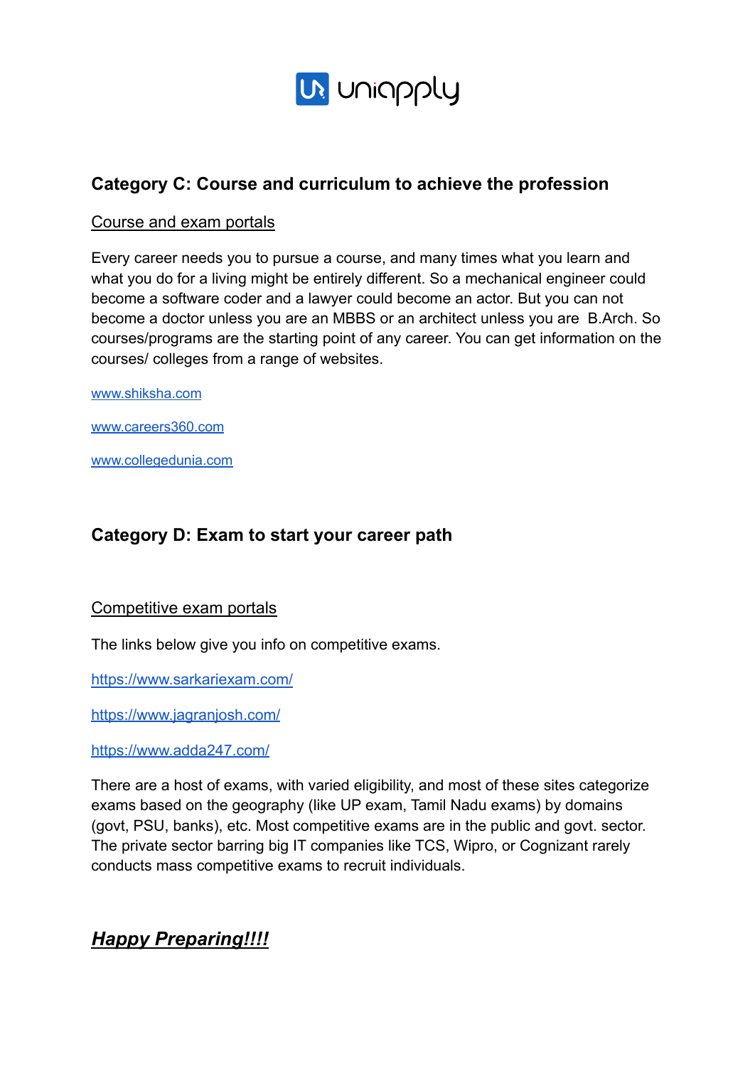## Category C: Course and curriculum to achieve the profession

Course and exam portals

Every career needs you to pursue a course, and many times what you learn and what you do for a living might be entirely different. So a mechanical engineer could become a software coder and a lawyer could become an actor. But you can not become a doctor unless you are an MBBS or an architect unless you are B.Arch. So courses/programs are the starting point of any career. You can get information on the courses/ colleges from a range of websites.

www.shiksha.com

www.careers360.com

www.collegedunia.com

## Category D: Exam to start your career path

Competitive exam portals

The links below give you info on competitive exams.

https://www.sarkariexam.com/

https://www.jagranjosh.com/

https://www.adda247.com/

There are a host of exams, with varied eligibility, and most of these sites categorize exams based on the geography (like UP exam, Tamil Nadu exams) by domains (govt, PSU, banks), etc. Most competitive exams are in the public and govt. sector. The private sector barring big IT companies like TCS, Wipro, or Cognizant rarely conducts mass competitive exams to recruit individuals.

## ***Happy Preparing!!!!***